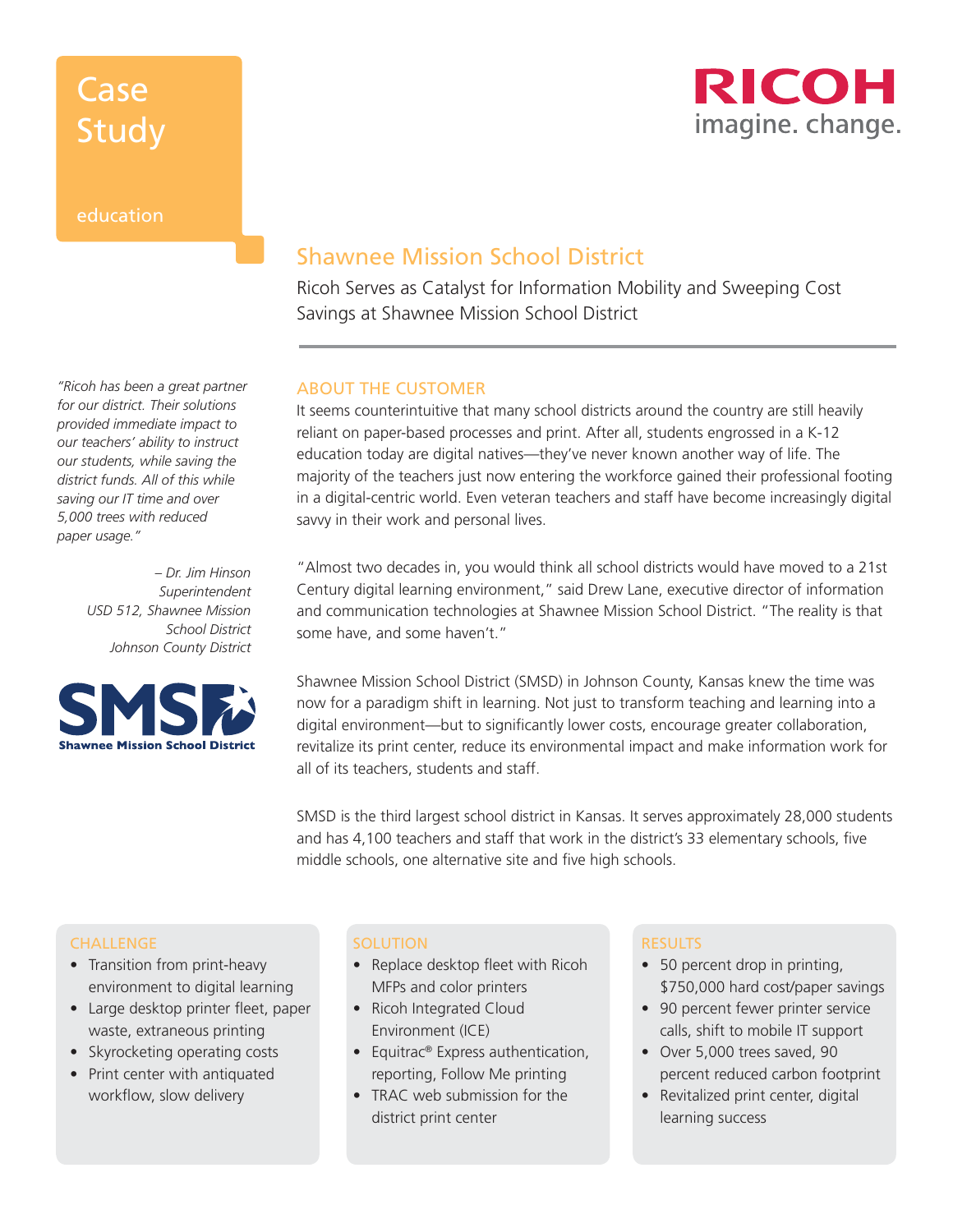Case Study

education

RICOH
imagine. change.

# Shawnee Mission School District

Ricoh Serves as Catalyst for Information Mobility and Sweeping Cost Savings at Shawnee Mission School District

*"Ricoh has been a great partner for our district. Their solutions provided immediate impact to our teachers' ability to instruct our students, while saving the district funds. All of this while saving our IT time and over 5,000 trees with reduced paper usage."*

*– Dr. Jim Hinson
Superintendent
USD 512, Shawnee Mission School District
Johnson County District*

SMSD
Shawnee Mission School District

## ABOUT THE CUSTOMER

It seems counterintuitive that many school districts around the country are still heavily reliant on paper-based processes and print. After all, students engrossed in a K-12 education today are digital natives—they've never known another way of life. The majority of the teachers just now entering the workforce gained their professional footing in a digital-centric world. Even veteran teachers and staff have become increasingly digital savvy in their work and personal lives.

"Almost two decades in, you would think all school districts would have moved to a 21st Century digital learning environment," said Drew Lane, executive director of information and communication technologies at Shawnee Mission School District. "The reality is that some have, and some haven't."

Shawnee Mission School District (SMSD) in Johnson County, Kansas knew the time was now for a paradigm shift in learning. Not just to transform teaching and learning into a digital environment—but to significantly lower costs, encourage greater collaboration, revitalize its print center, reduce its environmental impact and make information work for all of its teachers, students and staff.

SMSD is the third largest school district in Kansas. It serves approximately 28,000 students and has 4,100 teachers and staff that work in the district's 33 elementary schools, five middle schools, one alternative site and five high schools.

### CHALLENGE

- Transition from print-heavy environment to digital learning
- Large desktop printer fleet, paper waste, extraneous printing
- Skyrocketing operating costs
- Print center with antiquated workflow, slow delivery

### SOLUTION

- Replace desktop fleet with Ricoh MFPs and color printers
- Ricoh Integrated Cloud Environment (ICE)
- Equitrac® Express authentication, reporting, Follow Me printing
- TRAC web submission for the district print center

### RESULTS

- 50 percent drop in printing, $750,000 hard cost/paper savings
- 90 percent fewer printer service calls, shift to mobile IT support
- Over 5,000 trees saved, 90 percent reduced carbon footprint
- Revitalized print center, digital learning success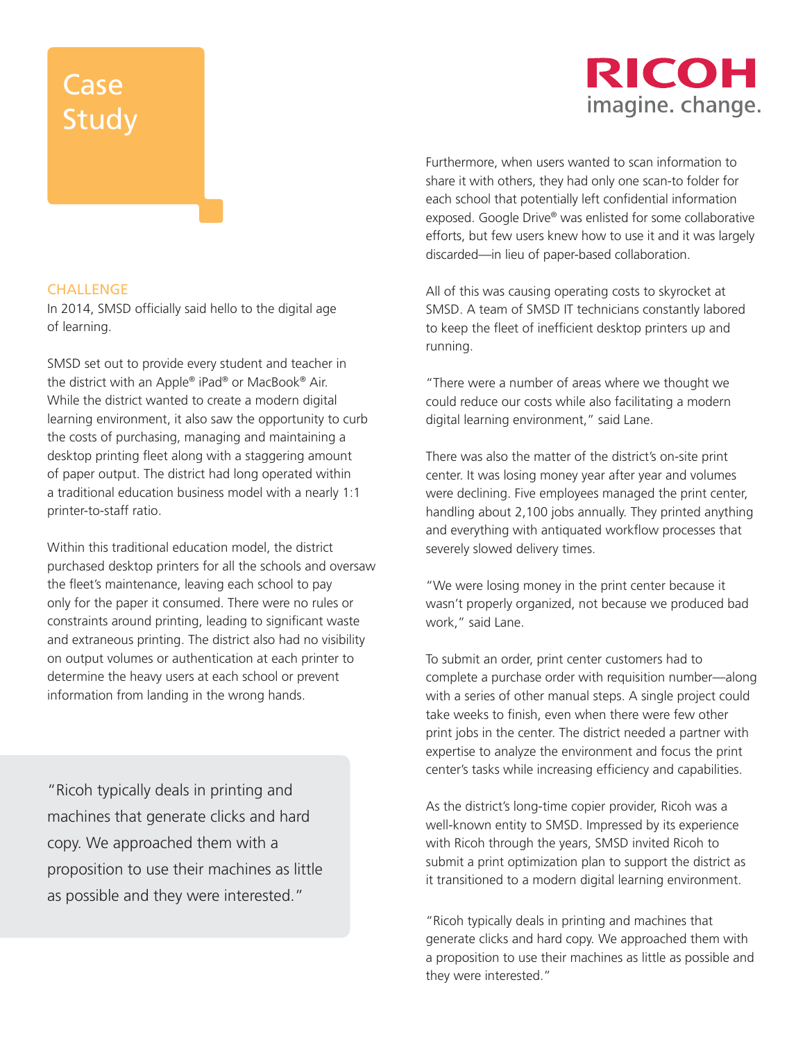# Case Study

## CHALLENGE

In 2014, SMSD officially said hello to the digital age of learning.

SMSD set out to provide every student and teacher in the district with an Apple® iPad® or MacBook® Air. While the district wanted to create a modern digital learning environment, it also saw the opportunity to curb the costs of purchasing, managing and maintaining a desktop printing fleet along with a staggering amount of paper output. The district had long operated within a traditional education business model with a nearly 1:1 printer-to-staff ratio.

Within this traditional education model, the district purchased desktop printers for all the schools and oversaw the fleet's maintenance, leaving each school to pay only for the paper it consumed. There were no rules or constraints around printing, leading to significant waste and extraneous printing. The district also had no visibility on output volumes or authentication at each printer to determine the heavy users at each school or prevent information from landing in the wrong hands.

> "Ricoh typically deals in printing and machines that generate clicks and hard copy. We approached them with a proposition to use their machines as little as possible and they were interested."

Furthermore, when users wanted to scan information to share it with others, they had only one scan-to folder for each school that potentially left confidential information exposed. Google Drive® was enlisted for some collaborative efforts, but few users knew how to use it and it was largely discarded—in lieu of paper-based collaboration.

All of this was causing operating costs to skyrocket at SMSD. A team of SMSD IT technicians constantly labored to keep the fleet of inefficient desktop printers up and running.

"There were a number of areas where we thought we could reduce our costs while also facilitating a modern digital learning environment," said Lane.

There was also the matter of the district's on-site print center. It was losing money year after year and volumes were declining. Five employees managed the print center, handling about 2,100 jobs annually. They printed anything and everything with antiquated workflow processes that severely slowed delivery times.

"We were losing money in the print center because it wasn't properly organized, not because we produced bad work," said Lane.

To submit an order, print center customers had to complete a purchase order with requisition number—along with a series of other manual steps. A single project could take weeks to finish, even when there were few other print jobs in the center. The district needed a partner with expertise to analyze the environment and focus the print center's tasks while increasing efficiency and capabilities.

As the district's long-time copier provider, Ricoh was a well-known entity to SMSD. Impressed by its experience with Ricoh through the years, SMSD invited Ricoh to submit a print optimization plan to support the district as it transitioned to a modern digital learning environment.

"Ricoh typically deals in printing and machines that generate clicks and hard copy. We approached them with a proposition to use their machines as little as possible and they were interested."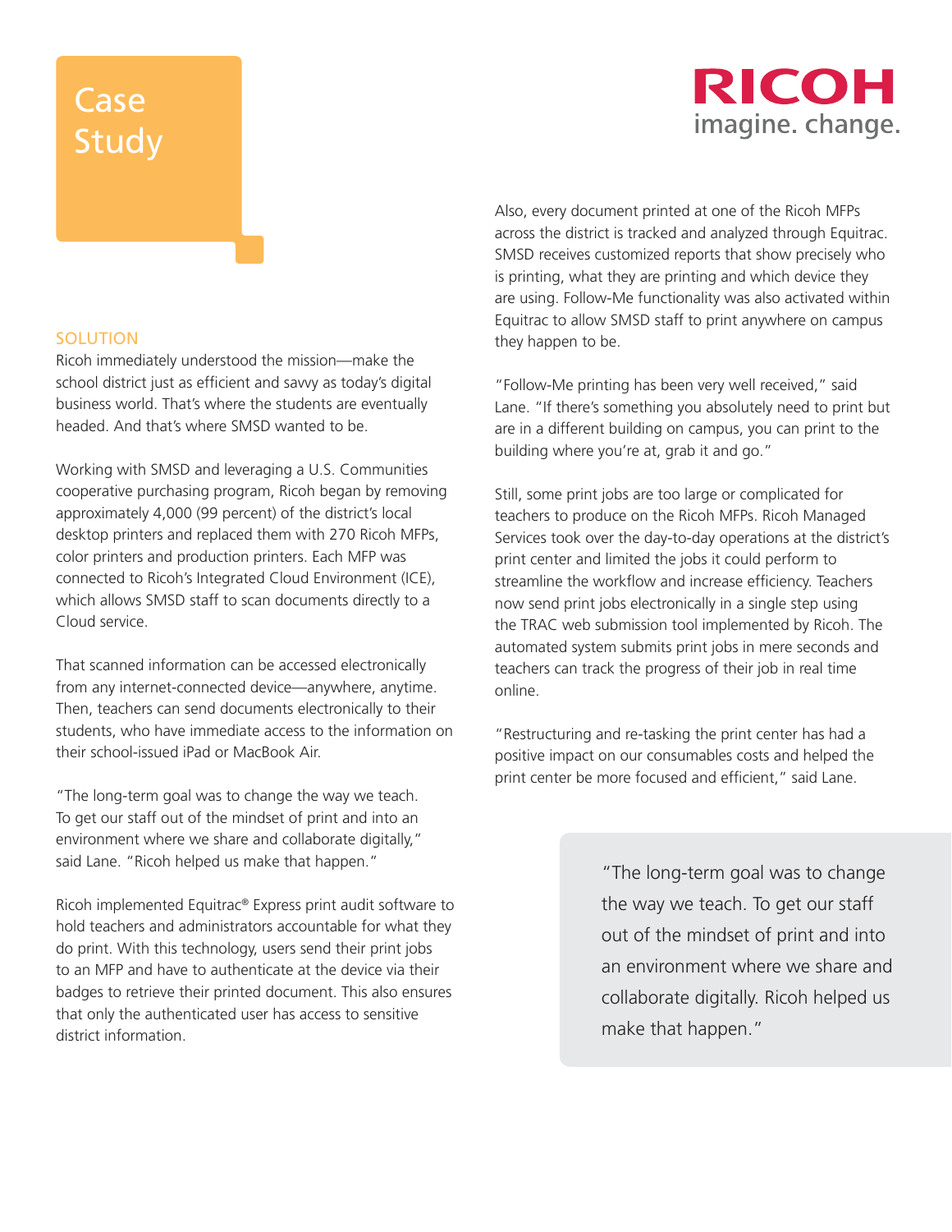## SOLUTION

Ricoh immediately understood the mission—make the school district just as efficient and savvy as today's digital business world. That's where the students are eventually headed. And that's where SMSD wanted to be.

Working with SMSD and leveraging a U.S. Communities cooperative purchasing program, Ricoh began by removing approximately 4,000 (99 percent) of the district's local desktop printers and replaced them with 270 Ricoh MFPs, color printers and production printers. Each MFP was connected to Ricoh's Integrated Cloud Environment (ICE), which allows SMSD staff to scan documents directly to a Cloud service.

That scanned information can be accessed electronically from any internet-connected device—anywhere, anytime. Then, teachers can send documents electronically to their students, who have immediate access to the information on their school-issued iPad or MacBook Air.

"The long-term goal was to change the way we teach. To get our staff out of the mindset of print and into an environment where we share and collaborate digitally," said Lane. "Ricoh helped us make that happen."

Ricoh implemented Equitrac® Express print audit software to hold teachers and administrators accountable for what they do print. With this technology, users send their print jobs to an MFP and have to authenticate at the device via their badges to retrieve their printed document. This also ensures that only the authenticated user has access to sensitive district information.

Also, every document printed at one of the Ricoh MFPs across the district is tracked and analyzed through Equitrac. SMSD receives customized reports that show precisely who is printing, what they are printing and which device they are using. Follow-Me functionality was also activated within Equitrac to allow SMSD staff to print anywhere on campus they happen to be.

"Follow-Me printing has been very well received," said Lane. "If there's something you absolutely need to print but are in a different building on campus, you can print to the building where you're at, grab it and go."

Still, some print jobs are too large or complicated for teachers to produce on the Ricoh MFPs. Ricoh Managed Services took over the day-to-day operations at the district's print center and limited the jobs it could perform to streamline the workflow and increase efficiency. Teachers now send print jobs electronically in a single step using the TRAC web submission tool implemented by Ricoh. The automated system submits print jobs in mere seconds and teachers can track the progress of their job in real time online.

"Restructuring and re-tasking the print center has had a positive impact on our consumables costs and helped the print center be more focused and efficient," said Lane.

> "The long-term goal was to change the way we teach. To get our staff out of the mindset of print and into an environment where we share and collaborate digitally. Ricoh helped us make that happen."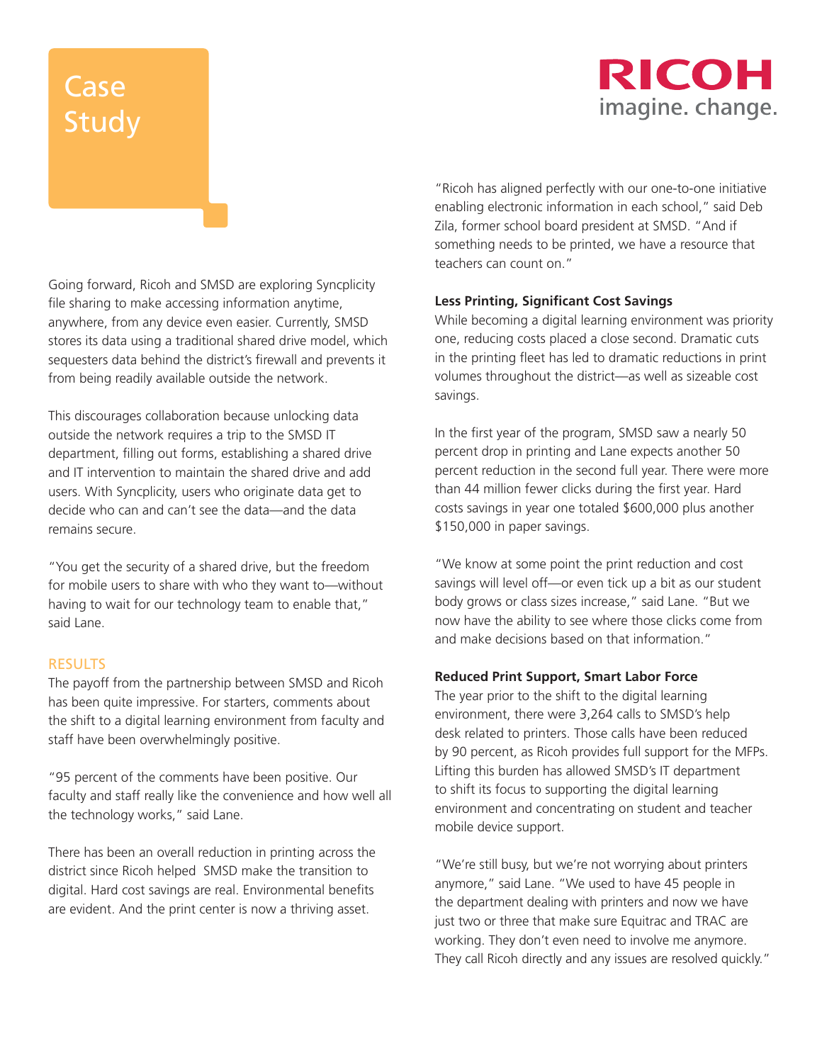Going forward, Ricoh and SMSD are exploring Syncplicity file sharing to make accessing information anytime, anywhere, from any device even easier. Currently, SMSD stores its data using a traditional shared drive model, which sequesters data behind the district's firewall and prevents it from being readily available outside the network.

This discourages collaboration because unlocking data outside the network requires a trip to the SMSD IT department, filling out forms, establishing a shared drive and IT intervention to maintain the shared drive and add users. With Syncplicity, users who originate data get to decide who can and can't see the data—and the data remains secure.

"You get the security of a shared drive, but the freedom for mobile users to share with who they want to—without having to wait for our technology team to enable that," said Lane.

## RESULTS

The payoff from the partnership between SMSD and Ricoh has been quite impressive. For starters, comments about the shift to a digital learning environment from faculty and staff have been overwhelmingly positive.

"95 percent of the comments have been positive. Our faculty and staff really like the convenience and how well all the technology works," said Lane.

There has been an overall reduction in printing across the district since Ricoh helped SMSD make the transition to digital. Hard cost savings are real. Environmental benefits are evident. And the print center is now a thriving asset.

"Ricoh has aligned perfectly with our one-to-one initiative enabling electronic information in each school," said Deb Zila, former school board president at SMSD. "And if something needs to be printed, we have a resource that teachers can count on."

**Less Printing, Significant Cost Savings**

While becoming a digital learning environment was priority one, reducing costs placed a close second. Dramatic cuts in the printing fleet has led to dramatic reductions in print volumes throughout the district—as well as sizeable cost savings.

In the first year of the program, SMSD saw a nearly 50 percent drop in printing and Lane expects another 50 percent reduction in the second full year. There were more than 44 million fewer clicks during the first year. Hard costs savings in year one totaled $600,000 plus another $150,000 in paper savings.

"We know at some point the print reduction and cost savings will level off—or even tick up a bit as our student body grows or class sizes increase," said Lane. "But we now have the ability to see where those clicks come from and make decisions based on that information."

**Reduced Print Support, Smart Labor Force**

The year prior to the shift to the digital learning environment, there were 3,264 calls to SMSD's help desk related to printers. Those calls have been reduced by 90 percent, as Ricoh provides full support for the MFPs. Lifting this burden has allowed SMSD's IT department to shift its focus to supporting the digital learning environment and concentrating on student and teacher mobile device support.

"We're still busy, but we're not worrying about printers anymore," said Lane. "We used to have 45 people in the department dealing with printers and now we have just two or three that make sure Equitrac and TRAC are working. They don't even need to involve me anymore. They call Ricoh directly and any issues are resolved quickly."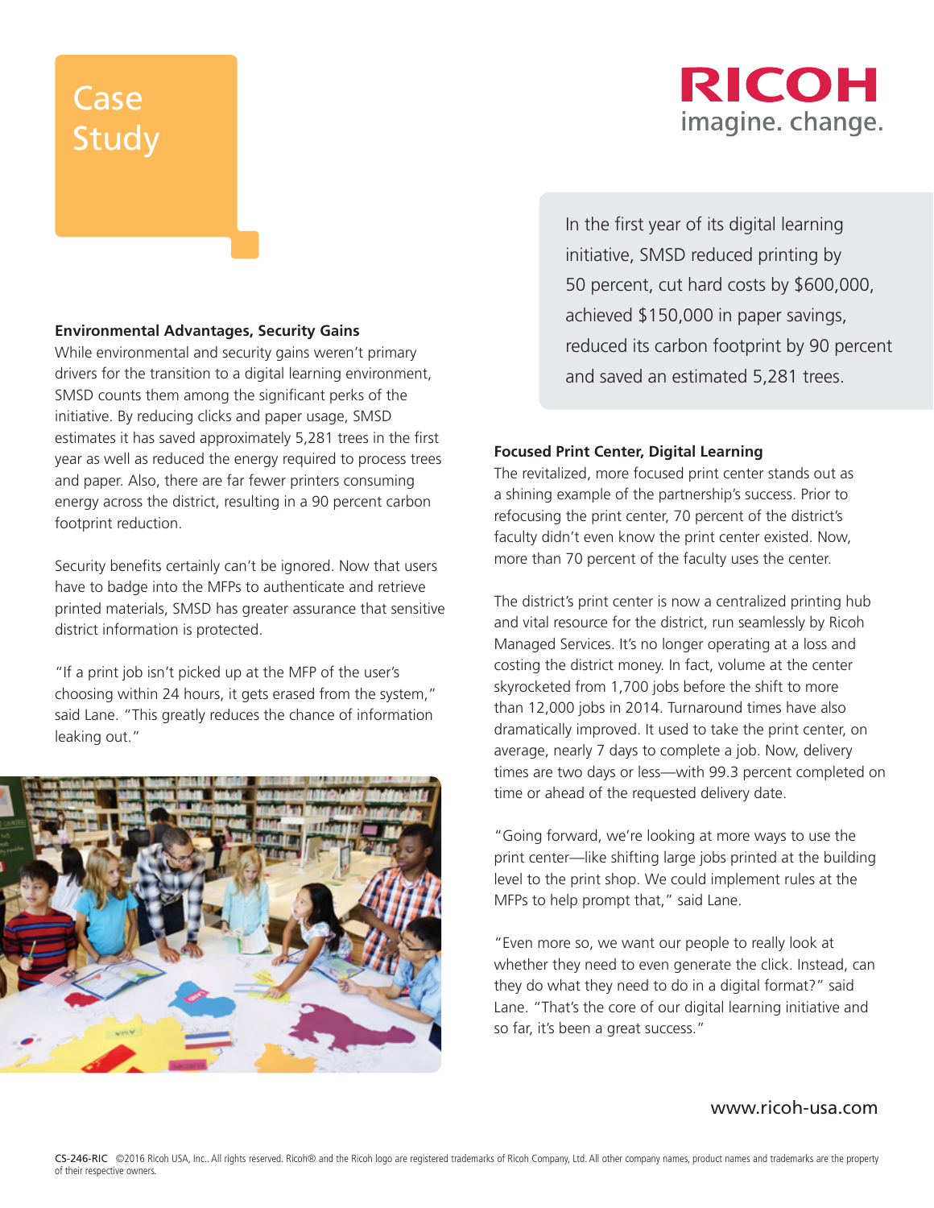Case Study

RICOH
imagine. change.

In the first year of its digital learning initiative, SMSD reduced printing by 50 percent, cut hard costs by $600,000, achieved $150,000 in paper savings, reduced its carbon footprint by 90 percent and saved an estimated 5,281 trees.

**Environmental Advantages, Security Gains**

While environmental and security gains weren't primary drivers for the transition to a digital learning environment, SMSD counts them among the significant perks of the initiative. By reducing clicks and paper usage, SMSD estimates it has saved approximately 5,281 trees in the first year as well as reduced the energy required to process trees and paper. Also, there are far fewer printers consuming energy across the district, resulting in a 90 percent carbon footprint reduction.

Security benefits certainly can't be ignored. Now that users have to badge into the MFPs to authenticate and retrieve printed materials, SMSD has greater assurance that sensitive district information is protected.

"If a print job isn't picked up at the MFP of the user's choosing within 24 hours, it gets erased from the system," said Lane. "This greatly reduces the chance of information leaking out."

**Focused Print Center, Digital Learning**

The revitalized, more focused print center stands out as a shining example of the partnership's success. Prior to refocusing the print center, 70 percent of the district's faculty didn't even know the print center existed. Now, more than 70 percent of the faculty uses the center.

The district's print center is now a centralized printing hub and vital resource for the district, run seamlessly by Ricoh Managed Services. It's no longer operating at a loss and costing the district money. In fact, volume at the center skyrocketed from 1,700 jobs before the shift to more than 12,000 jobs in 2014. Turnaround times have also dramatically improved. It used to take the print center, on average, nearly 7 days to complete a job. Now, delivery times are two days or less—with 99.3 percent completed on time or ahead of the requested delivery date.

"Going forward, we're looking at more ways to use the print center—like shifting large jobs printed at the building level to the print shop. We could implement rules at the MFPs to help prompt that," said Lane.

"Even more so, we want our people to really look at whether they need to even generate the click. Instead, can they do what they need to do in a digital format?" said Lane. "That's the core of our digital learning initiative and so far, it's been a great success."

www.ricoh-usa.com

CS-246-RIC ©2016 Ricoh USA, Inc.. All rights reserved. Ricoh® and the Ricoh logo are registered trademarks of Ricoh Company, Ltd. All other company names, product names and trademarks are the property of their respective owners.